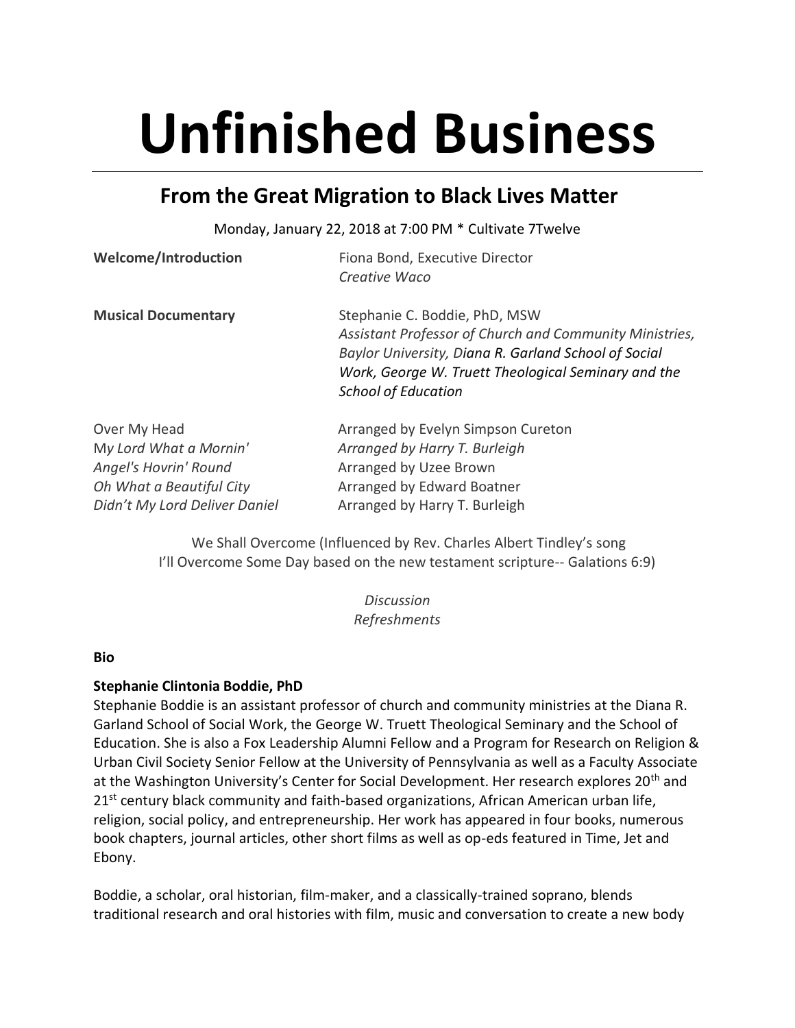# Unfinished Business

## From the Great Migration to Black Lives Matter

Monday, January 22, 2018 at 7:00 PM * Cultivate 7Twelve

**Welcome/Introduction** — Fiona Bond, Executive Director
*Creative Waco*

**Musical Documentary** — Stephanie C. Boddie, PhD, MSW
*Assistant Professor of Church and Community Ministries, Baylor University, Diana R. Garland School of Social Work, George W. Truett Theological Seminary and the School of Education*

| | |
|---|---|
| Over My Head | Arranged by Evelyn Simpson Cureton |
| M*y Lord What a Mornin'* | *Arranged by Harry T. Burleigh* |
| *Angel's Hovrin' Round* | Arranged by Uzee Brown |
| *Oh What a Beautiful City* | Arranged by Edward Boatner |
| *Didn't My Lord Deliver Daniel* | Arranged by Harry T. Burleigh |

We Shall Overcome (Influenced by Rev. Charles Albert Tindley's song I'll Overcome Some Day based on the new testament scripture-- Galations 6:9)

*Discussion*
*Refreshments*

**Bio**

**Stephanie Clintonia Boddie, PhD**

Stephanie Boddie is an assistant professor of church and community ministries at the Diana R. Garland School of Social Work, the George W. Truett Theological Seminary and the School of Education. She is also a Fox Leadership Alumni Fellow and a Program for Research on Religion & Urban Civil Society Senior Fellow at the University of Pennsylvania as well as a Faculty Associate at the Washington University's Center for Social Development. Her research explores 20th and 21st century black community and faith-based organizations, African American urban life, religion, social policy, and entrepreneurship. Her work has appeared in four books, numerous book chapters, journal articles, other short films as well as op-eds featured in Time, Jet and Ebony.

Boddie, a scholar, oral historian, film-maker, and a classically-trained soprano, blends traditional research and oral histories with film, music and conversation to create a new body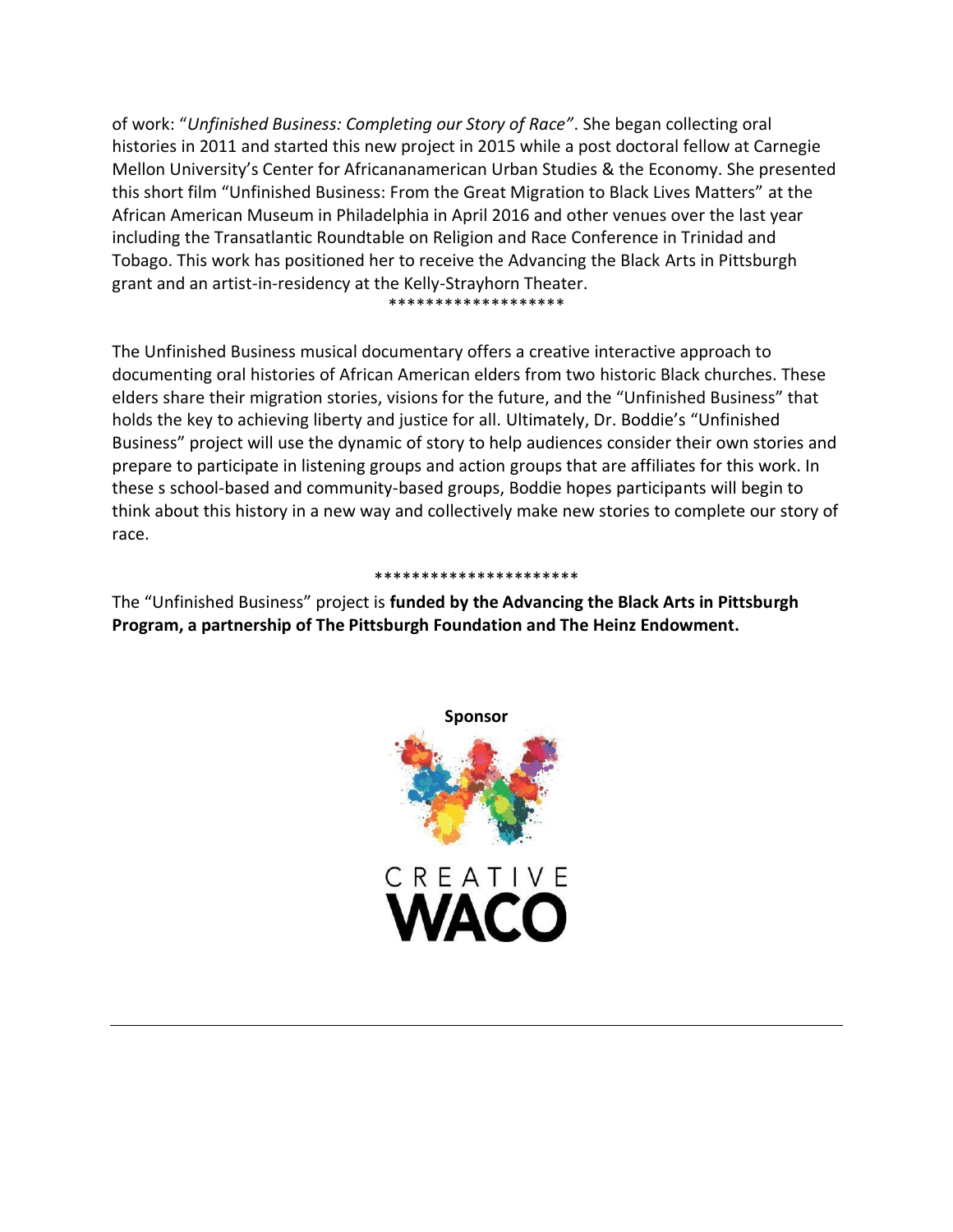of work: "*Unfinished Business: Completing our Story of Race"*. She began collecting oral histories in 2011 and started this new project in 2015 while a post doctoral fellow at Carnegie Mellon University's Center for Africananamerican Urban Studies & the Economy. She presented this short film "Unfinished Business: From the Great Migration to Black Lives Matters" at the African American Museum in Philadelphia in April 2016 and other venues over the last year including the Transatlantic Roundtable on Religion and Race Conference in Trinidad and Tobago. This work has positioned her to receive the Advancing the Black Arts in Pittsburgh grant and an artist-in-residency at the Kelly-Strayhorn Theater.

******************

The Unfinished Business musical documentary offers a creative interactive approach to documenting oral histories of African American elders from two historic Black churches. These elders share their migration stories, visions for the future, and the "Unfinished Business" that holds the key to achieving liberty and justice for all. Ultimately, Dr. Boddie's "Unfinished Business" project will use the dynamic of story to help audiences consider their own stories and prepare to participate in listening groups and action groups that are affiliates for this work. In these s school-based and community-based groups, Boddie hopes participants will begin to think about this history in a new way and collectively make new stories to complete our story of race.

*********************

The "Unfinished Business" project is **funded by the Advancing the Black Arts in Pittsburgh Program, a partnership of The Pittsburgh Foundation and The Heinz Endowment.**

**Sponsor**

CREATIVE
WACO